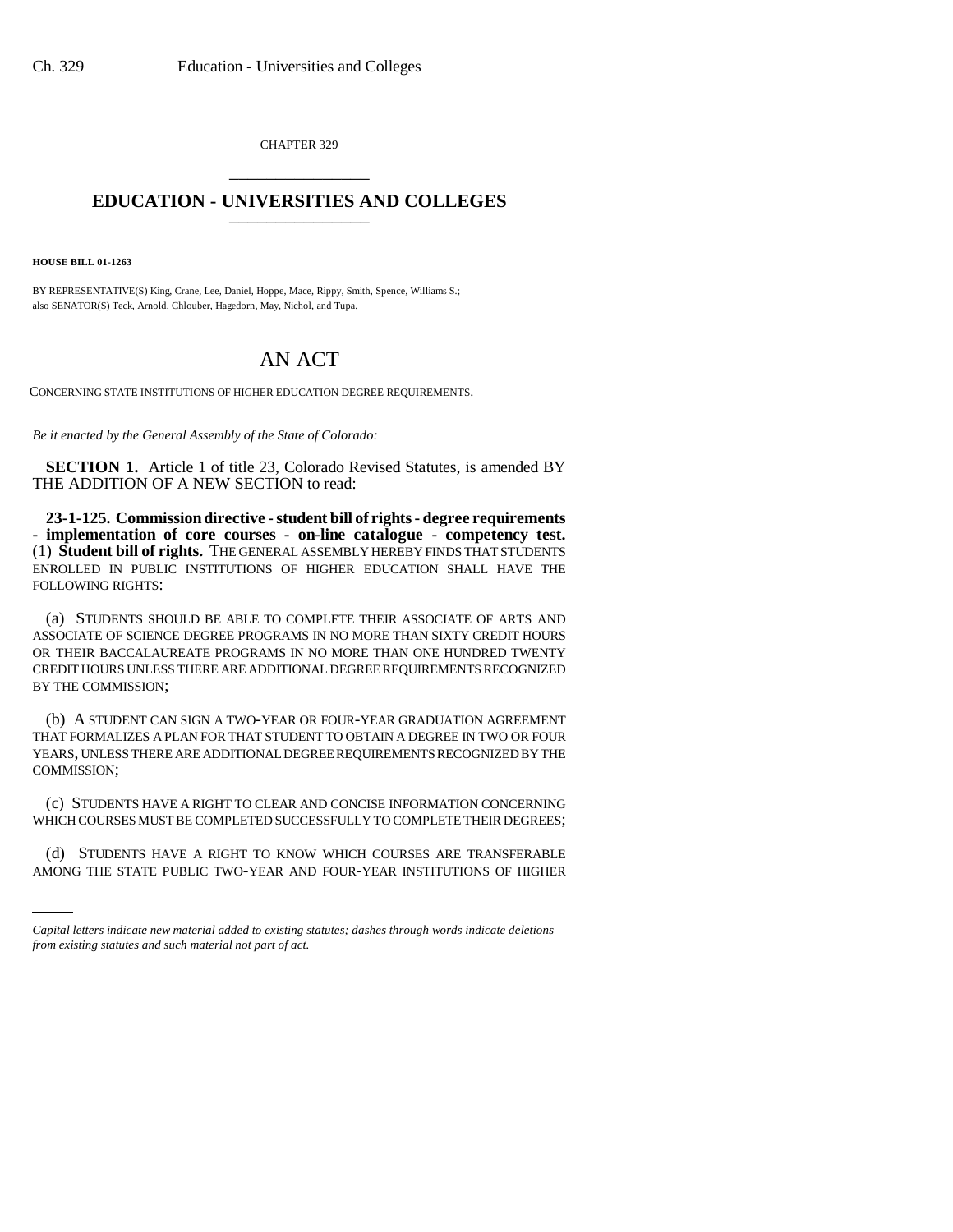CHAPTER 329

# EDUCATION - UNIVERSITIES AND COLLEGES

**HOUSE BILL 01-1263**

BY REPRESENTATIVE(S) King, Crane, Lee, Daniel, Hoppe, Mace, Rippy, Smith, Spence, Williams S.;
also SENATOR(S) Teck, Arnold, Chlouber, Hagedorn, May, Nichol, and Tupa.

# AN ACT

CONCERNING STATE INSTITUTIONS OF HIGHER EDUCATION DEGREE REQUIREMENTS.

*Be it enacted by the General Assembly of the State of Colorado:*

**SECTION 1.** Article 1 of title 23, Colorado Revised Statutes, is amended BY THE ADDITION OF A NEW SECTION to read:

**23-1-125. Commission directive - student bill of rights - degree requirements - implementation of core courses - on-line catalogue - competency test.** (1) **Student bill of rights.** THE GENERAL ASSEMBLY HEREBY FINDS THAT STUDENTS ENROLLED IN PUBLIC INSTITUTIONS OF HIGHER EDUCATION SHALL HAVE THE FOLLOWING RIGHTS:

(a) STUDENTS SHOULD BE ABLE TO COMPLETE THEIR ASSOCIATE OF ARTS AND ASSOCIATE OF SCIENCE DEGREE PROGRAMS IN NO MORE THAN SIXTY CREDIT HOURS OR THEIR BACCALAUREATE PROGRAMS IN NO MORE THAN ONE HUNDRED TWENTY CREDIT HOURS UNLESS THERE ARE ADDITIONAL DEGREE REQUIREMENTS RECOGNIZED BY THE COMMISSION;

(b) A STUDENT CAN SIGN A TWO-YEAR OR FOUR-YEAR GRADUATION AGREEMENT THAT FORMALIZES A PLAN FOR THAT STUDENT TO OBTAIN A DEGREE IN TWO OR FOUR YEARS, UNLESS THERE ARE ADDITIONAL DEGREE REQUIREMENTS RECOGNIZED BY THE COMMISSION;

(c) STUDENTS HAVE A RIGHT TO CLEAR AND CONCISE INFORMATION CONCERNING WHICH COURSES MUST BE COMPLETED SUCCESSFULLY TO COMPLETE THEIR DEGREES;

(d) STUDENTS HAVE A RIGHT TO KNOW WHICH COURSES ARE TRANSFERABLE AMONG THE STATE PUBLIC TWO-YEAR AND FOUR-YEAR INSTITUTIONS OF HIGHER

*Capital letters indicate new material added to existing statutes; dashes through words indicate deletions from existing statutes and such material not part of act.*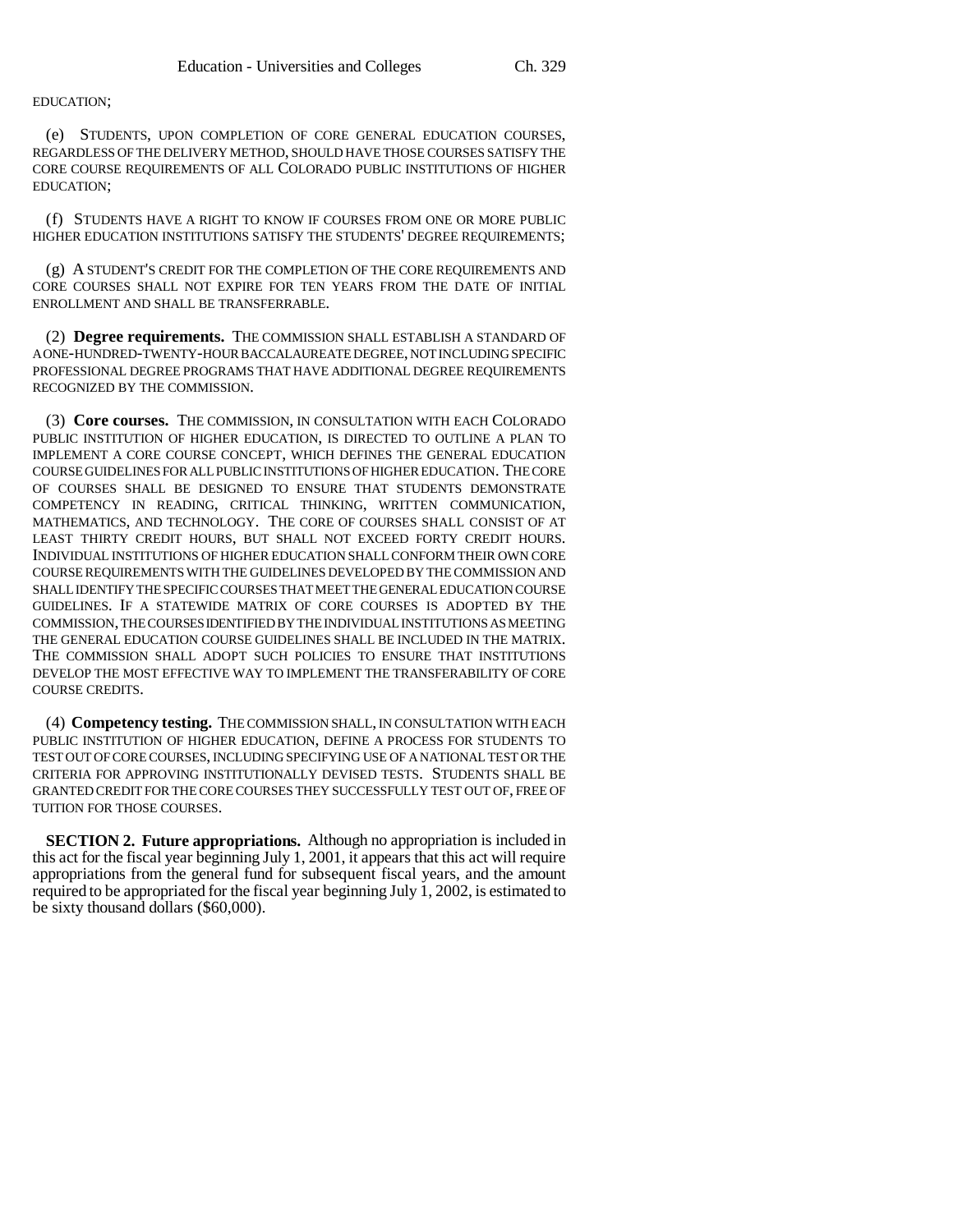EDUCATION;

(e) STUDENTS, UPON COMPLETION OF CORE GENERAL EDUCATION COURSES, REGARDLESS OF THE DELIVERY METHOD, SHOULD HAVE THOSE COURSES SATISFY THE CORE COURSE REQUIREMENTS OF ALL COLORADO PUBLIC INSTITUTIONS OF HIGHER EDUCATION;

(f) STUDENTS HAVE A RIGHT TO KNOW IF COURSES FROM ONE OR MORE PUBLIC HIGHER EDUCATION INSTITUTIONS SATISFY THE STUDENTS' DEGREE REQUIREMENTS;

(g) A STUDENT'S CREDIT FOR THE COMPLETION OF THE CORE REQUIREMENTS AND CORE COURSES SHALL NOT EXPIRE FOR TEN YEARS FROM THE DATE OF INITIAL ENROLLMENT AND SHALL BE TRANSFERRABLE.

(2) **Degree requirements.** THE COMMISSION SHALL ESTABLISH A STANDARD OF A ONE-HUNDRED-TWENTY-HOUR BACCALAUREATE DEGREE, NOT INCLUDING SPECIFIC PROFESSIONAL DEGREE PROGRAMS THAT HAVE ADDITIONAL DEGREE REQUIREMENTS RECOGNIZED BY THE COMMISSION.

(3) **Core courses.** THE COMMISSION, IN CONSULTATION WITH EACH COLORADO PUBLIC INSTITUTION OF HIGHER EDUCATION, IS DIRECTED TO OUTLINE A PLAN TO IMPLEMENT A CORE COURSE CONCEPT, WHICH DEFINES THE GENERAL EDUCATION COURSE GUIDELINES FOR ALL PUBLIC INSTITUTIONS OF HIGHER EDUCATION. THE CORE OF COURSES SHALL BE DESIGNED TO ENSURE THAT STUDENTS DEMONSTRATE COMPETENCY IN READING, CRITICAL THINKING, WRITTEN COMMUNICATION, MATHEMATICS, AND TECHNOLOGY. THE CORE OF COURSES SHALL CONSIST OF AT LEAST THIRTY CREDIT HOURS, BUT SHALL NOT EXCEED FORTY CREDIT HOURS. INDIVIDUAL INSTITUTIONS OF HIGHER EDUCATION SHALL CONFORM THEIR OWN CORE COURSE REQUIREMENTS WITH THE GUIDELINES DEVELOPED BY THE COMMISSION AND SHALL IDENTIFY THE SPECIFIC COURSES THAT MEET THE GENERAL EDUCATION COURSE GUIDELINES. IF A STATEWIDE MATRIX OF CORE COURSES IS ADOPTED BY THE COMMISSION, THE COURSES IDENTIFIED BY THE INDIVIDUAL INSTITUTIONS AS MEETING THE GENERAL EDUCATION COURSE GUIDELINES SHALL BE INCLUDED IN THE MATRIX. THE COMMISSION SHALL ADOPT SUCH POLICIES TO ENSURE THAT INSTITUTIONS DEVELOP THE MOST EFFECTIVE WAY TO IMPLEMENT THE TRANSFERABILITY OF CORE COURSE CREDITS.

(4) **Competency testing.** THE COMMISSION SHALL, IN CONSULTATION WITH EACH PUBLIC INSTITUTION OF HIGHER EDUCATION, DEFINE A PROCESS FOR STUDENTS TO TEST OUT OF CORE COURSES, INCLUDING SPECIFYING USE OF A NATIONAL TEST OR THE CRITERIA FOR APPROVING INSTITUTIONALLY DEVISED TESTS. STUDENTS SHALL BE GRANTED CREDIT FOR THE CORE COURSES THEY SUCCESSFULLY TEST OUT OF, FREE OF TUITION FOR THOSE COURSES.

**SECTION 2. Future appropriations.** Although no appropriation is included in this act for the fiscal year beginning July 1, 2001, it appears that this act will require appropriations from the general fund for subsequent fiscal years, and the amount required to be appropriated for the fiscal year beginning July 1, 2002, is estimated to be sixty thousand dollars ($60,000).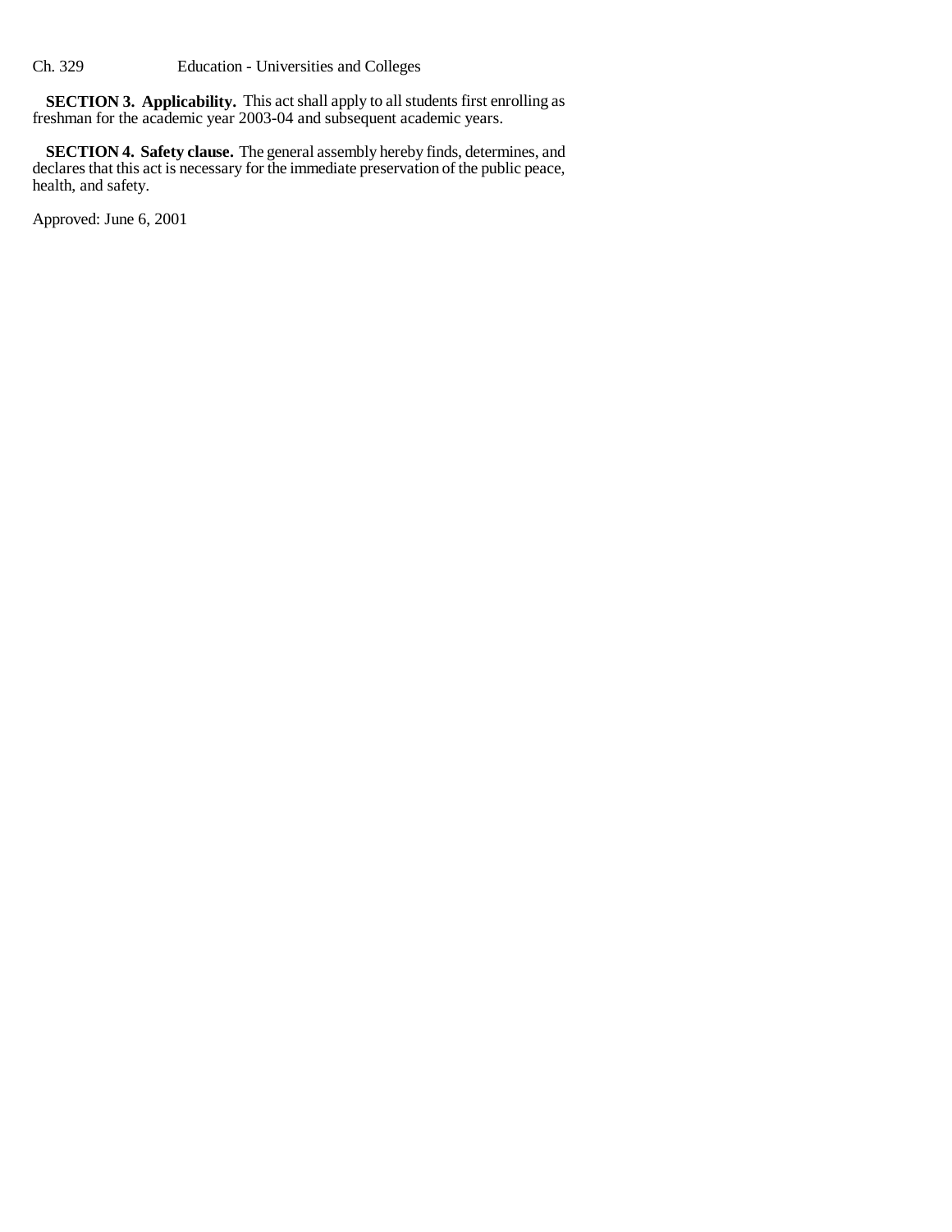**SECTION 3. Applicability.** This act shall apply to all students first enrolling as freshman for the academic year 2003-04 and subsequent academic years.

**SECTION 4. Safety clause.** The general assembly hereby finds, determines, and declares that this act is necessary for the immediate preservation of the public peace, health, and safety.

Approved: June 6, 2001